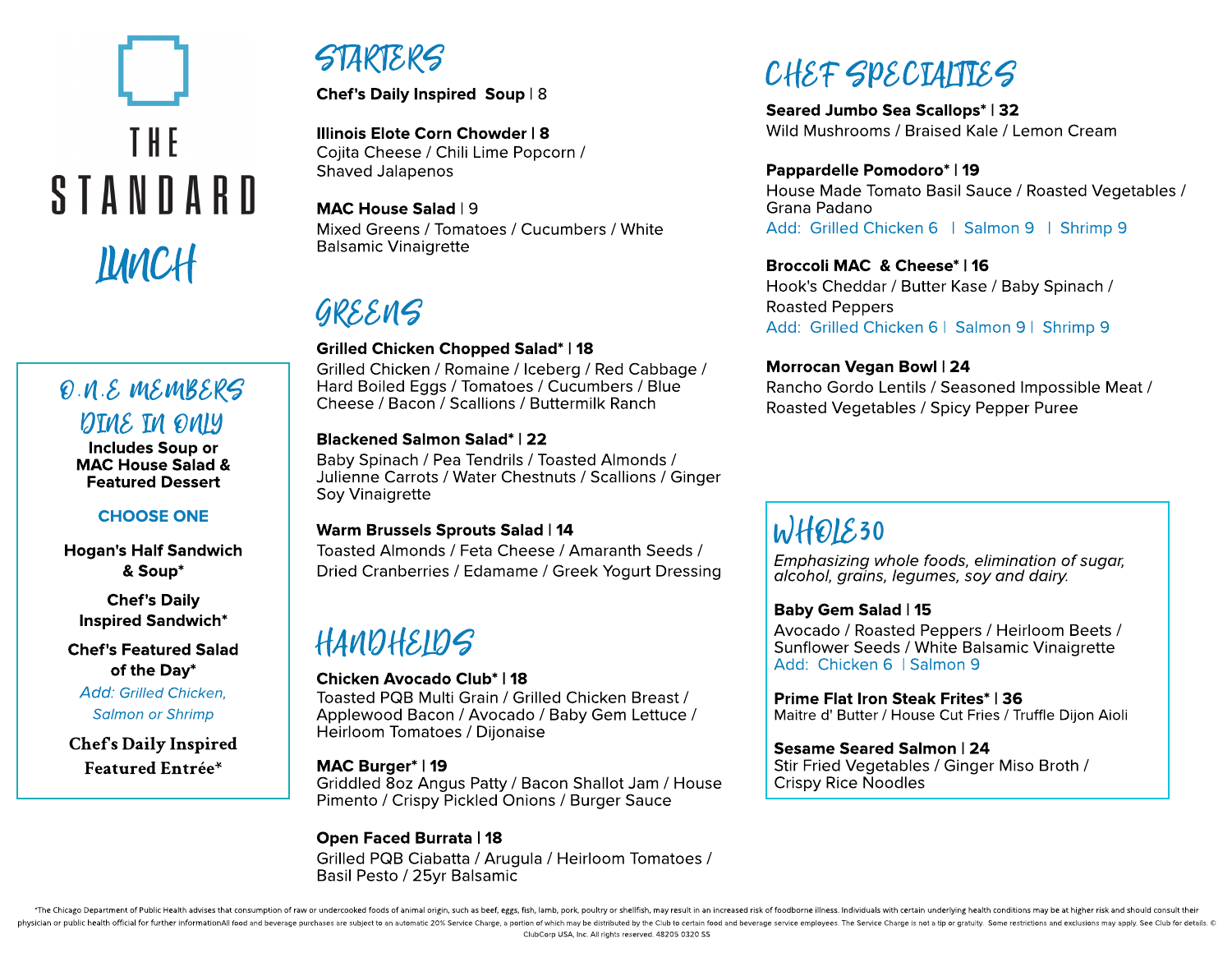# THE STANDARD

## LUNCH

### O.N.E MEMBERS DINE IN ONLY

**Includes Soup or MAC House Salad & Featured Dessert**

**CHOOSE ONE**

**Hogan's Half Sandwich & Soup***

**Chef's Daily Inspired Sandwich***

**Chef's Featured Salad of the Day***

*Add: Grilled Chicken, Salmon or Shrimp*

**Chef's Daily Inspired Featured Entrée***

## STARTERS

**Chef's Daily Inspired Soup** | 8

**Illinois Elote Corn Chowder | 8**
Cojita Cheese / Chili Lime Popcorn / Shaved Jalapenos

**MAC House Salad** | 9
Mixed Greens / Tomatoes / Cucumbers / White Balsamic Vinaigrette

## GREENS

**Grilled Chicken Chopped Salad*** | **18**
Grilled Chicken / Romaine / Iceberg / Red Cabbage / Hard Boiled Eggs / Tomatoes / Cucumbers / Blue Cheese / Bacon / Scallions / Buttermilk Ranch

**Blackened Salmon Salad*** | **22**
Baby Spinach / Pea Tendrils / Toasted Almonds / Julienne Carrots / Water Chestnuts / Scallions / Ginger Soy Vinaigrette

**Warm Brussels Sprouts Salad** | **14**
Toasted Almonds / Feta Cheese / Amaranth Seeds / Dried Cranberries / Edamame / Greek Yogurt Dressing

## HANDHELDS

**Chicken Avocado Club*** | **18**
Toasted PQB Multi Grain / Grilled Chicken Breast / Applewood Bacon / Avocado / Baby Gem Lettuce / Heirloom Tomatoes / Dijonaise

**MAC Burger*** | **19**
Griddled 8oz Angus Patty / Bacon Shallot Jam / House Pimento / Crispy Pickled Onions / Burger Sauce

**Open Faced Burrata** | **18**
Grilled PQB Ciabatta / Arugula / Heirloom Tomatoes / Basil Pesto / 25yr Balsamic

## CHEF SPECIALTIES

**Seared Jumbo Sea Scallops*** | **32**
Wild Mushrooms / Braised Kale / Lemon Cream

**Pappardelle Pomodoro*** | **19**
House Made Tomato Basil Sauce / Roasted Vegetables / Grana Padano
Add: Grilled Chicken 6 | Salmon 9 | Shrimp 9

**Broccoli MAC & Cheese*** | **16**
Hook's Cheddar / Butter Kase / Baby Spinach / Roasted Peppers
Add: Grilled Chicken 6 | Salmon 9 | Shrimp 9

**Morrocan Vegan Bowl** | **24**
Rancho Gordo Lentils / Seasoned Impossible Meat / Roasted Vegetables / Spicy Pepper Puree

## WHOLE30

*Emphasizing whole foods, elimination of sugar, alcohol, grains, legumes, soy and dairy.*

**Baby Gem Salad** | **15**
Avocado / Roasted Peppers / Heirloom Beets / Sunflower Seeds / White Balsamic Vinaigrette
Add: Chicken 6 | Salmon 9

**Prime Flat Iron Steak Frites*** | **36**
Maitre d' Butter / House Cut Fries / Truffle Dijon Aioli

**Sesame Seared Salmon** | **24**
Stir Fried Vegetables / Ginger Miso Broth / Crispy Rice Noodles

*The Chicago Department of Public Health advises that consumption of raw or undercooked foods of animal origin, such as beef, eggs, fish, lamb, pork, poultry or shellfish, may result in an increased risk of foodborne illness. Individuals with certain underlying health conditions may be at higher risk and should consult their physician or public health official for further informationAll food and beverage purchases are subject to an automatic 20% Service Charge, a portion of which may be distributed by the Club to certain food and beverage service employees. The Service Charge is not a tip or gratuity. Some restrictions and exclusions may apply. See Club for details. © ClubCorp USA, Inc. All rights reserved. 48205 0320 SS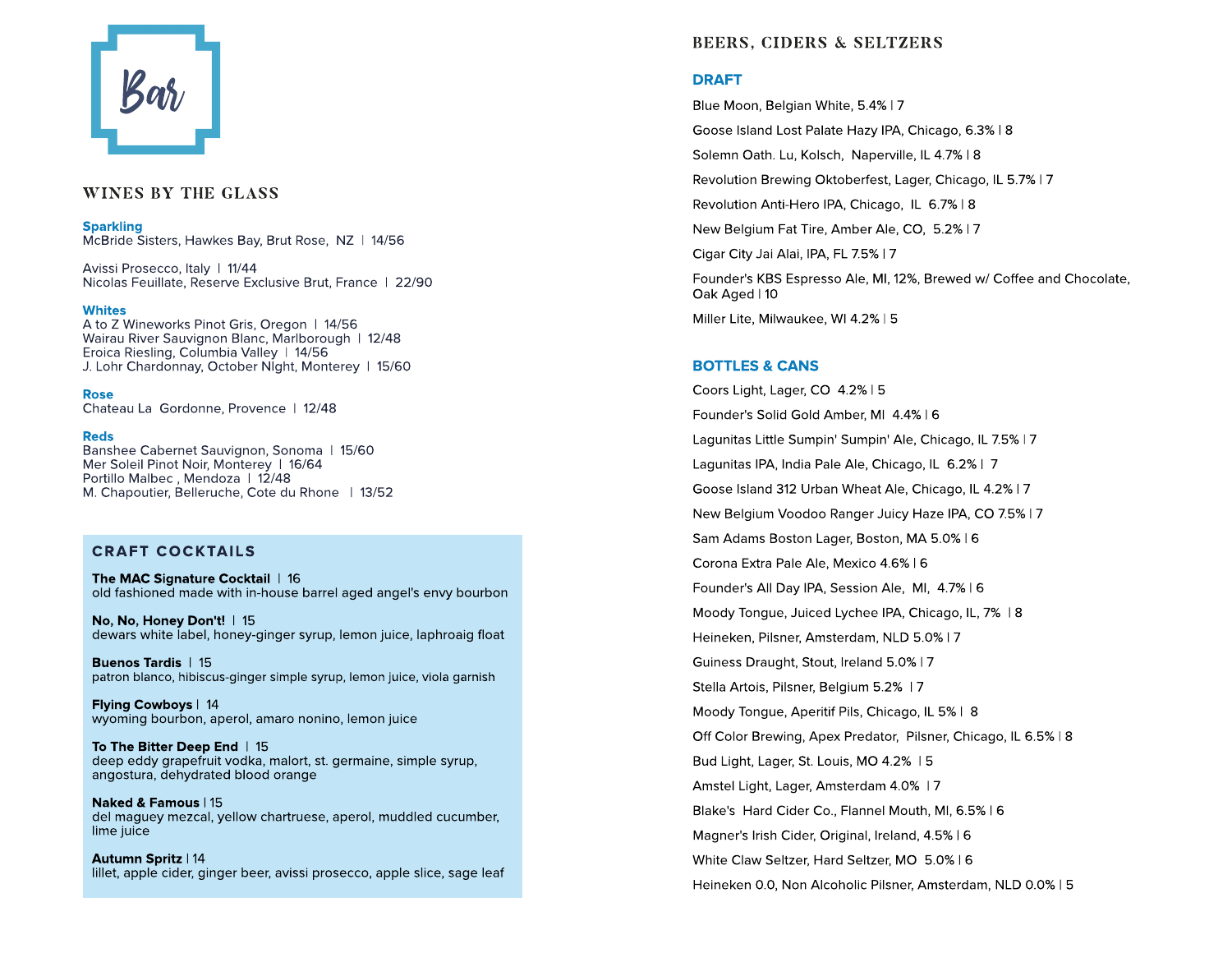# Bar

## WINES BY THE GLASS

### Sparkling

McBride Sisters, Hawkes Bay, Brut Rose, NZ | 14/56

Avissi Prosecco, Italy | 11/44
Nicolas Feuillate, Reserve Exclusive Brut, France | 22/90

### Whites

A to Z Wineworks Pinot Gris, Oregon | 14/56
Wairau River Sauvignon Blanc, Marlborough | 12/48
Eroica Riesling, Columbia Valley | 14/56
J. Lohr Chardonnay, October NIght, Monterey | 15/60

### Rose

Chateau La Gordonne, Provence | 12/48

### Reds

Banshee Cabernet Sauvignon, Sonoma | 15/60
Mer Soleil Pinot Noir, Monterey | 16/64
Portillo Malbec , Mendoza | 12/48
M. Chapoutier, Belleruche, Cote du Rhone | 13/52

## CRAFT COCKTAILS

**The MAC Signature Cocktail** | 16
old fashioned made with in-house barrel aged angel's envy bourbon

**No, No, Honey Don't!** | 15
dewars white label, honey-ginger syrup, lemon juice, laphroaig float

**Buenos Tardis** | 15
patron blanco, hibiscus-ginger simple syrup, lemon juice, viola garnish

**Flying Cowboys** | 14
wyoming bourbon, aperol, amaro nonino, lemon juice

**To The Bitter Deep End** | 15
deep eddy grapefruit vodka, malort, st. germaine, simple syrup, angostura, dehydrated blood orange

**Naked & Famous** | 15
del maguey mezcal, yellow chartruese, aperol, muddled cucumber, lime juice

**Autumn Spritz** | 14
lillet, apple cider, ginger beer, avissi prosecco, apple slice, sage leaf

## BEERS, CIDERS & SELTZERS

### DRAFT

Blue Moon, Belgian White, 5.4% | 7

Goose Island Lost Palate Hazy IPA, Chicago, 6.3% | 8

Solemn Oath. Lu, Kolsch, Naperville, IL 4.7% | 8

Revolution Brewing Oktoberfest, Lager, Chicago, IL 5.7% | 7

Revolution Anti-Hero IPA, Chicago, IL 6.7% | 8

New Belgium Fat Tire, Amber Ale, CO, 5.2% | 7

Cigar City Jai Alai, IPA, FL 7.5% | 7

Founder's KBS Espresso Ale, MI, 12%, Brewed w/ Coffee and Chocolate, Oak Aged | 10

Miller Lite, Milwaukee, WI 4.2% | 5

### BOTTLES & CANS

Coors Light, Lager, CO 4.2% | 5

Founder's Solid Gold Amber, MI 4.4% | 6

Lagunitas Little Sumpin' Sumpin' Ale, Chicago, IL 7.5% | 7

Lagunitas IPA, India Pale Ale, Chicago, IL 6.2% | 7

Goose Island 312 Urban Wheat Ale, Chicago, IL 4.2% | 7

New Belgium Voodoo Ranger Juicy Haze IPA, CO 7.5% | 7

Sam Adams Boston Lager, Boston, MA 5.0% | 6

Corona Extra Pale Ale, Mexico 4.6% | 6

Founder's All Day IPA, Session Ale, MI, 4.7% | 6

Moody Tongue, Juiced Lychee IPA, Chicago, IL, 7% | 8

Heineken, Pilsner, Amsterdam, NLD 5.0% | 7

Guiness Draught, Stout, Ireland 5.0% | 7

Stella Artois, Pilsner, Belgium 5.2% | 7

Moody Tongue, Aperitif Pils, Chicago, IL 5% | 8

Off Color Brewing, Apex Predator, Pilsner, Chicago, IL 6.5% | 8

Bud Light, Lager, St. Louis, MO 4.2% | 5

Amstel Light, Lager, Amsterdam 4.0% | 7

Blake's Hard Cider Co., Flannel Mouth, MI, 6.5% | 6

Magner's Irish Cider, Original, Ireland, 4.5% | 6

White Claw Seltzer, Hard Seltzer, MO 5.0% | 6

Heineken 0.0, Non Alcoholic Pilsner, Amsterdam, NLD 0.0% | 5